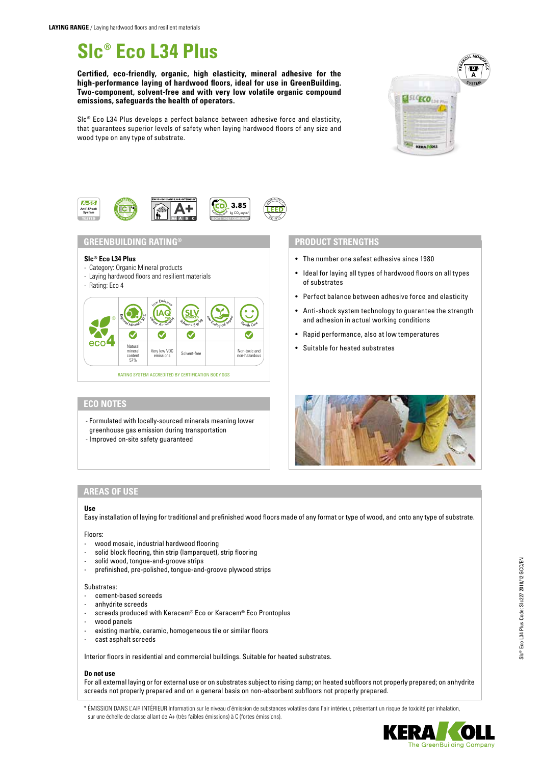**LAYING RANGE** / Laying hardwood floors and resilient materials

# Slc® Eco L34 Plus

**Certified, eco-friendly, organic, high elasticity, mineral adhesive for the high-performance laying of hardwood floors, ideal for use in GreenBuilding. Two-component, solvent-free and with very low volatile organic compound emissions, safeguards the health of operators.**

Slc® Eco L34 Plus develops a perfect balance between adhesive force and elasticity, that guarantees superior levels of safety when laying hardwood floors of any size and wood type on any type of substrate.

## GREENBUILDING RATING®

**Slc® Eco L34 Plus**

- Category: Organic Mineral products
- Laying hardwood floors and resilient materials
- Rating: Eco 4

| eco4 | Regional Mineral ≥ 30% | Low Emission IAQ VOC Indoor Air Quality | SLV Reduced Solvent ≤ 5 g/kg | Low Ecological Impact | Health Care |
|---|---|---|---|---|---|
| | ✓ | ✓ | ✓ | | ✓ |
| | Natural mineral content 57% | Very low VOC emissions | Solvent-free | | Non-toxic and non-hazardous |

RATING SYSTEM ACCREDITED BY CERTIFICATION BODY SGS

## PRODUCT STRENGTHS

- The number one safest adhesive since 1980
- Ideal for laying all types of hardwood floors on all types of substrates
- Perfect balance between adhesive force and elasticity
- Anti-shock system technology to guarantee the strength and adhesion in actual working conditions
- Rapid performance, also at low temperatures
- Suitable for heated substrates

## ECO NOTES

- Formulated with locally-sourced minerals meaning lower greenhouse gas emission during transportation
- Improved on-site safety guaranteed

## AREAS OF USE

**Use**

Easy installation of laying for traditional and prefinished wood floors made of any format or type of wood, and onto any type of substrate.

Floors:

- wood mosaic, industrial hardwood flooring
- solid block flooring, thin strip (lamparquet), strip flooring
- solid wood, tongue-and-groove strips
- prefinished, pre-polished, tongue-and-groove plywood strips

Substrates:

- cement-based screeds
- anhydrite screeds
- screeds produced with Keracem® Eco or Keracem® Eco Prontoplus
- wood panels
- existing marble, ceramic, homogeneous tile or similar floors
- cast asphalt screeds

Interior floors in residential and commercial buildings. Suitable for heated substrates.

**Do not use**

For all external laying or for external use or on substrates subject to rising damp; on heated subfloors not properly prepared; on anhydrite screeds not properly prepared and on a general basis on non-absorbent subfloors not properly prepared.

* ÉMISSION DANS L'AIR INTÉRIEUR Information sur le niveau d'émission de substances volatiles dans l'air intérieur, présentant un risque de toxicité par inhalation, sur une échelle de classe allant de A+ (très faibles émissions) à C (fortes émissions).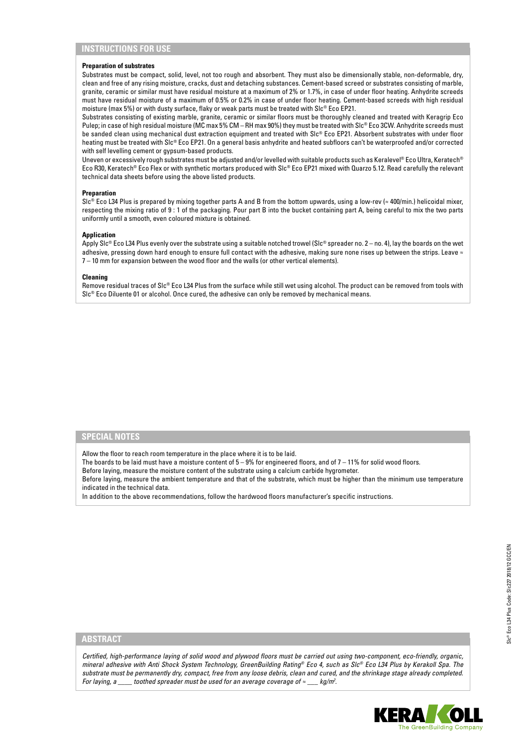## INSTRUCTIONS FOR USE

**Preparation of substrates**

Substrates must be compact, solid, level, not too rough and absorbent. They must also be dimensionally stable, non-deformable, dry, clean and free of any rising moisture, cracks, dust and detaching substances. Cement-based screed or substrates consisting of marble, granite, ceramic or similar must have residual moisture at a maximum of 2% or 1.7%, in case of under floor heating. Anhydrite screeds must have residual moisture of a maximum of 0.5% or 0.2% in case of under floor heating. Cement-based screeds with high residual moisture (max 5%) or with dusty surface, flaky or weak parts must be treated with Slc® Eco EP21.

Substrates consisting of existing marble, granite, ceramic or similar floors must be thoroughly cleaned and treated with Keragrip Eco Pulep; in case of high residual moisture (MC max 5% CM – RH max 90%) they must be treated with Slc® Eco 3CW. Anhydrite screeds must be sanded clean using mechanical dust extraction equipment and treated with Slc® Eco EP21. Absorbent substrates with under floor heating must be treated with Slc® Eco EP21. On a general basis anhydrite and heated subfloors can't be waterproofed and/or corrected with self levelling cement or gypsum-based products.

Uneven or excessively rough substrates must be adjusted and/or levelled with suitable products such as Keralevel® Eco Ultra, Keratech® Eco R30, Keratech® Eco Flex or with synthetic mortars produced with Slc® Eco EP21 mixed with Quarzo 5.12. Read carefully the relevant technical data sheets before using the above listed products.

**Preparation**

Slc® Eco L34 Plus is prepared by mixing together parts A and B from the bottom upwards, using a low-rev (≈ 400/min.) helicoidal mixer, respecting the mixing ratio of 9 : 1 of the packaging. Pour part B into the bucket containing part A, being careful to mix the two parts uniformly until a smooth, even coloured mixture is obtained.

**Application**

Apply Slc® Eco L34 Plus evenly over the substrate using a suitable notched trowel (Slc® spreader no. 2 – no. 4), lay the boards on the wet adhesive, pressing down hard enough to ensure full contact with the adhesive, making sure none rises up between the strips. Leave ≈ 7 – 10 mm for expansion between the wood floor and the walls (or other vertical elements).

**Cleaning**

Remove residual traces of Slc® Eco L34 Plus from the surface while still wet using alcohol. The product can be removed from tools with Slc® Eco Diluente 01 or alcohol. Once cured, the adhesive can only be removed by mechanical means.

## SPECIAL NOTES

Allow the floor to reach room temperature in the place where it is to be laid.

The boards to be laid must have a moisture content of 5 – 9% for engineered floors, and of 7 – 11% for solid wood floors.

Before laying, measure the moisture content of the substrate using a calcium carbide hygrometer.

Before laying, measure the ambient temperature and that of the substrate, which must be higher than the minimum use temperature indicated in the technical data.

In addition to the above recommendations, follow the hardwood floors manufacturer's specific instructions.

## ABSTRACT

*Certified, high-performance laying of solid wood and plywood floors must be carried out using two-component, eco-friendly, organic, mineral adhesive with Anti Shock System Technology, GreenBuilding Rating® Eco 4, such as Slc® Eco L34 Plus by Kerakoll Spa. The substrate must be permanently dry, compact, free from any loose debris, clean and cured, and the shrinkage stage already completed. For laying, a \_\_\_\_ toothed spreader must be used for an average coverage of ≈ \_\_\_ kg/m².*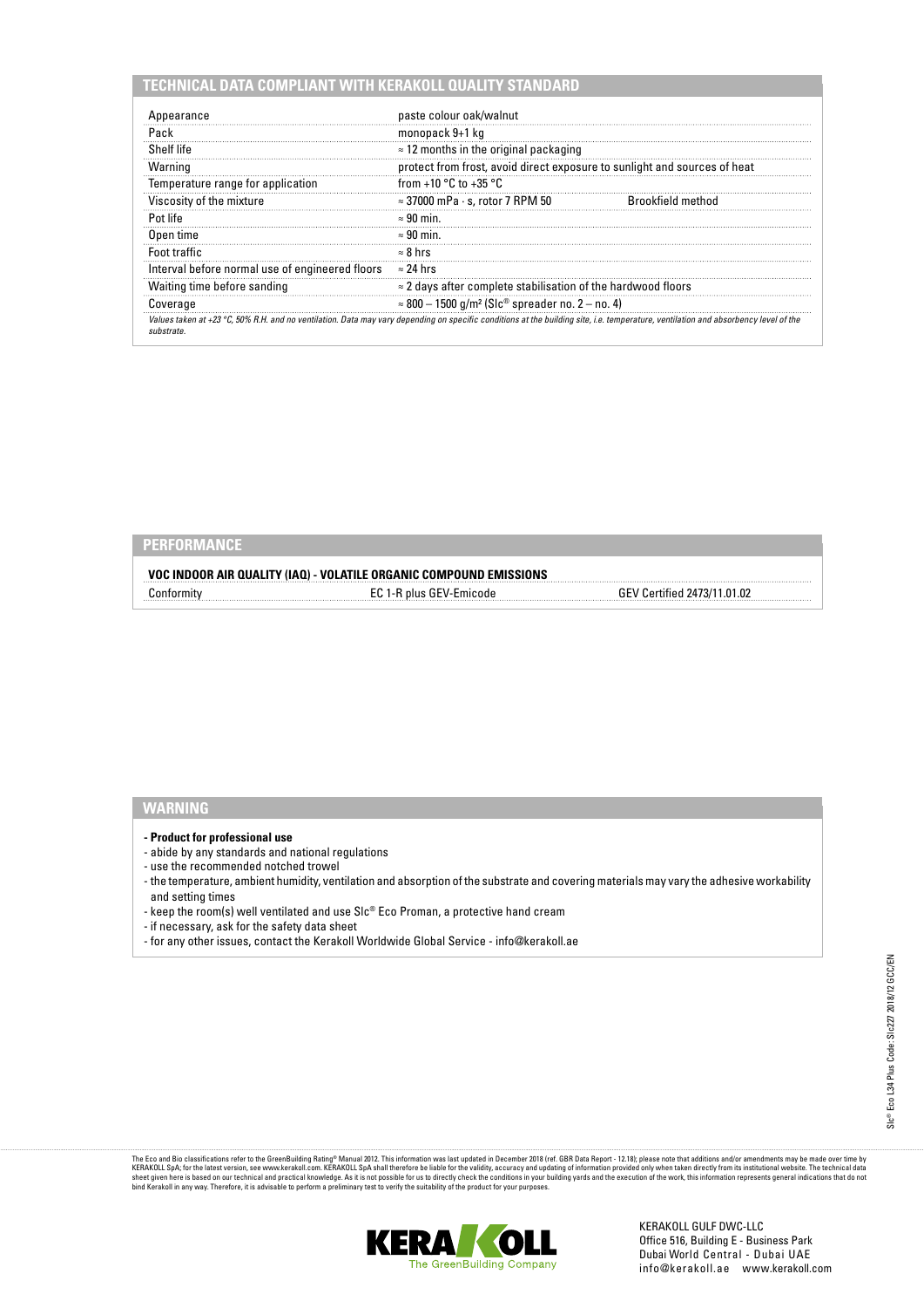## TECHNICAL DATA COMPLIANT WITH KERAKOLL QUALITY STANDARD

| | | |
|---|---|---|
| Appearance | paste colour oak/walnut | |
| Pack | monopack 9+1 kg | |
| Shelf life | ≈ 12 months in the original packaging | |
| Warning | protect from frost, avoid direct exposure to sunlight and sources of heat | |
| Temperature range for application | from +10 °C to +35 °C | |
| Viscosity of the mixture | ≈ 37000 mPa · s, rotor 7 RPM 50 | Brookfield method |
| Pot life | ≈ 90 min. | |
| Open time | ≈ 90 min. | |
| Foot traffic | ≈ 8 hrs | |
| Interval before normal use of engineered floors | ≈ 24 hrs | |
| Waiting time before sanding | ≈ 2 days after complete stabilisation of the hardwood floors | |
| Coverage | ≈ 800 – 1500 g/m² (Slc® spreader no. 2 – no. 4) | |

*Values taken at +23 °C, 50% R.H. and no ventilation. Data may vary depending on specific conditions at the building site, i.e. temperature, ventilation and absorbency level of the substrate.*

## PERFORMANCE

**VOC INDOOR AIR QUALITY (IAQ) - VOLATILE ORGANIC COMPOUND EMISSIONS**

| | | |
|---|---|---|
| Conformity | EC 1-R plus GEV-Emicode | GEV Certified 2473/11.01.02 |

## WARNING

- **Product for professional use**
- abide by any standards and national regulations
- use the recommended notched trowel
- the temperature, ambient humidity, ventilation and absorption of the substrate and covering materials may vary the adhesive workability and setting times
- keep the room(s) well ventilated and use Slc® Eco Proman, a protective hand cream
- if necessary, ask for the safety data sheet
- for any other issues, contact the Kerakoll Worldwide Global Service - info@kerakoll.ae

Slc® Eco L34 Plus Code: S1c227 2018/12 GCC/EN

The Eco and Bio classifications refer to the GreenBuilding Rating® Manual 2012. This information was last updated in December 2018 (ref. GBR Data Report - 12.18); please note that additions and/or amendments may be made over time by KERAKOLL SpA; for the latest version, see www.kerakoll.com. KERAKOLL SpA shall therefore be liable for the validity, accuracy and updating of information provided only when taken directly from its institutional website. The technical data sheet given here is based on our technical and practical knowledge. As it is not possible for us to directly check the conditions in your building yards and the execution of the work, this information represents general indications that do not bind Kerakoll in any way. Therefore, it is advisable to perform a preliminary test to verify the suitability of the product for your purposes.

KERAKOLL The GreenBuilding Company

KERAKOLL GULF DWC-LLC
Office 516, Building E - Business Park
Dubai World Central - Dubai UAE
info@kerakoll.ae www.kerakoll.com